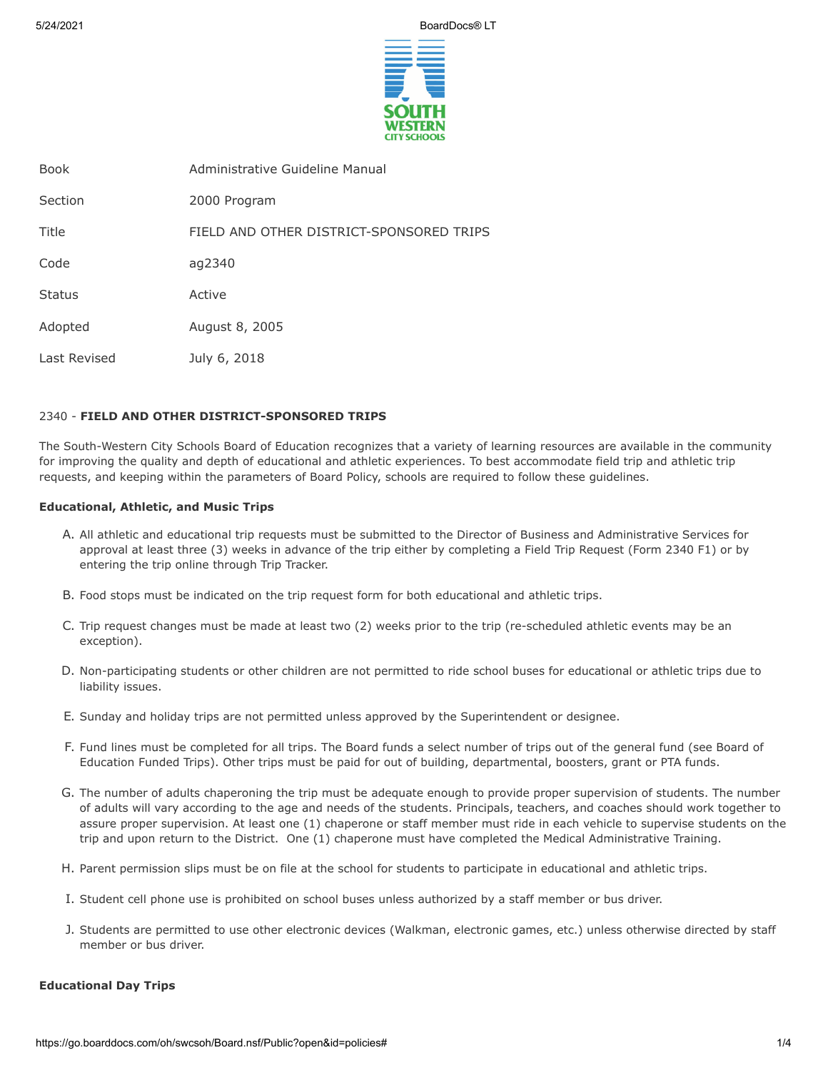| | |
|---|---|
| Book | Administrative Guideline Manual |
| Section | 2000 Program |
| Title | FIELD AND OTHER DISTRICT-SPONSORED TRIPS |
| Code | ag2340 |
| Status | Active |
| Adopted | August 8, 2005 |
| Last Revised | July 6, 2018 |

2340 - **FIELD AND OTHER DISTRICT-SPONSORED TRIPS**

The South-Western City Schools Board of Education recognizes that a variety of learning resources are available in the community for improving the quality and depth of educational and athletic experiences. To best accommodate field trip and athletic trip requests, and keeping within the parameters of Board Policy, schools are required to follow these guidelines.

**Educational, Athletic, and Music Trips**

A. All athletic and educational trip requests must be submitted to the Director of Business and Administrative Services for approval at least three (3) weeks in advance of the trip either by completing a Field Trip Request (Form 2340 F1) or by entering the trip online through Trip Tracker.

B. Food stops must be indicated on the trip request form for both educational and athletic trips.

C. Trip request changes must be made at least two (2) weeks prior to the trip (re-scheduled athletic events may be an exception).

D. Non-participating students or other children are not permitted to ride school buses for educational or athletic trips due to liability issues.

E. Sunday and holiday trips are not permitted unless approved by the Superintendent or designee.

F. Fund lines must be completed for all trips. The Board funds a select number of trips out of the general fund (see Board of Education Funded Trips). Other trips must be paid for out of building, departmental, boosters, grant or PTA funds.

G. The number of adults chaperoning the trip must be adequate enough to provide proper supervision of students. The number of adults will vary according to the age and needs of the students. Principals, teachers, and coaches should work together to assure proper supervision. At least one (1) chaperone or staff member must ride in each vehicle to supervise students on the trip and upon return to the District. One (1) chaperone must have completed the Medical Administrative Training.

H. Parent permission slips must be on file at the school for students to participate in educational and athletic trips.

I. Student cell phone use is prohibited on school buses unless authorized by a staff member or bus driver.

J. Students are permitted to use other electronic devices (Walkman, electronic games, etc.) unless otherwise directed by staff member or bus driver.

**Educational Day Trips**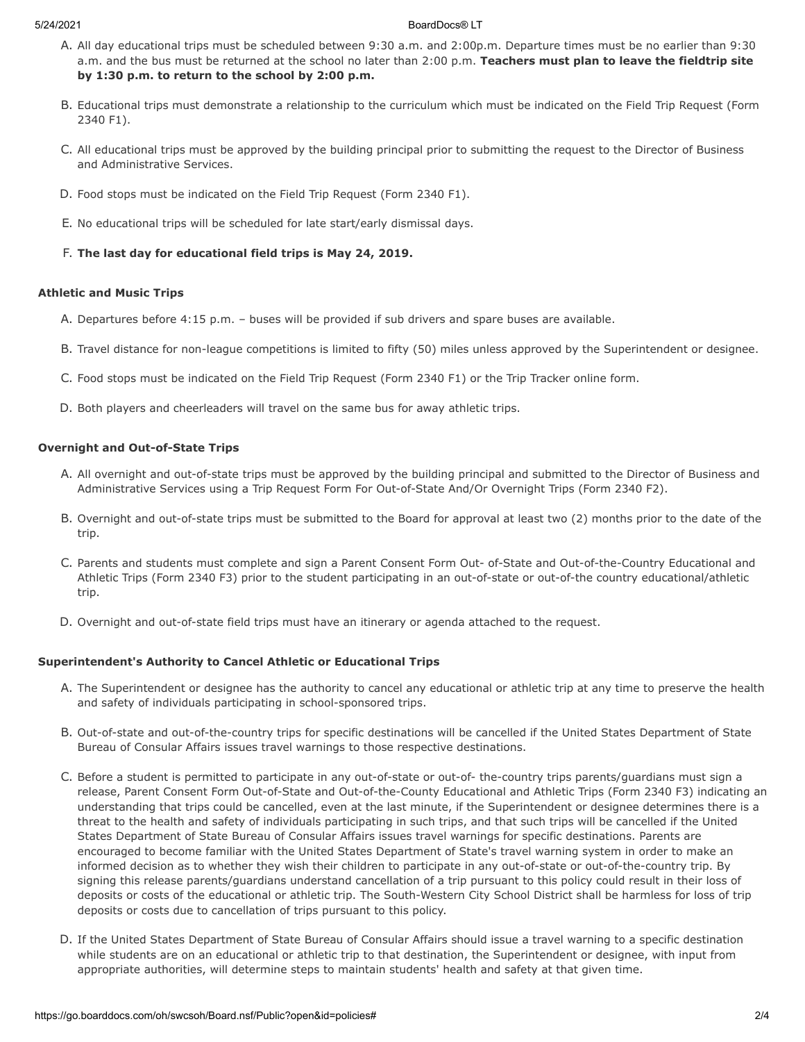A. All day educational trips must be scheduled between 9:30 a.m. and 2:00p.m. Departure times must be no earlier than 9:30 a.m. and the bus must be returned at the school no later than 2:00 p.m. **Teachers must plan to leave the fieldtrip site by 1:30 p.m. to return to the school by 2:00 p.m.**

B. Educational trips must demonstrate a relationship to the curriculum which must be indicated on the Field Trip Request (Form 2340 F1).

C. All educational trips must be approved by the building principal prior to submitting the request to the Director of Business and Administrative Services.

D. Food stops must be indicated on the Field Trip Request (Form 2340 F1).

E. No educational trips will be scheduled for late start/early dismissal days.

F. **The last day for educational field trips is May 24, 2019.**

**Athletic and Music Trips**

A. Departures before 4:15 p.m. – buses will be provided if sub drivers and spare buses are available.

B. Travel distance for non-league competitions is limited to fifty (50) miles unless approved by the Superintendent or designee.

C. Food stops must be indicated on the Field Trip Request (Form 2340 F1) or the Trip Tracker online form.

D. Both players and cheerleaders will travel on the same bus for away athletic trips.

**Overnight and Out-of-State Trips**

A. All overnight and out-of-state trips must be approved by the building principal and submitted to the Director of Business and Administrative Services using a Trip Request Form For Out-of-State And/Or Overnight Trips (Form 2340 F2).

B. Overnight and out-of-state trips must be submitted to the Board for approval at least two (2) months prior to the date of the trip.

C. Parents and students must complete and sign a Parent Consent Form Out- of-State and Out-of-the-Country Educational and Athletic Trips (Form 2340 F3) prior to the student participating in an out-of-state or out-of-the country educational/athletic trip.

D. Overnight and out-of-state field trips must have an itinerary or agenda attached to the request.

**Superintendent's Authority to Cancel Athletic or Educational Trips**

A. The Superintendent or designee has the authority to cancel any educational or athletic trip at any time to preserve the health and safety of individuals participating in school-sponsored trips.

B. Out-of-state and out-of-the-country trips for specific destinations will be cancelled if the United States Department of State Bureau of Consular Affairs issues travel warnings to those respective destinations.

C. Before a student is permitted to participate in any out-of-state or out-of- the-country trips parents/guardians must sign a release, Parent Consent Form Out-of-State and Out-of-the-County Educational and Athletic Trips (Form 2340 F3) indicating an understanding that trips could be cancelled, even at the last minute, if the Superintendent or designee determines there is a threat to the health and safety of individuals participating in such trips, and that such trips will be cancelled if the United States Department of State Bureau of Consular Affairs issues travel warnings for specific destinations. Parents are encouraged to become familiar with the United States Department of State's travel warning system in order to make an informed decision as to whether they wish their children to participate in any out-of-state or out-of-the-country trip. By signing this release parents/guardians understand cancellation of a trip pursuant to this policy could result in their loss of deposits or costs of the educational or athletic trip. The South-Western City School District shall be harmless for loss of trip deposits or costs due to cancellation of trips pursuant to this policy.

D. If the United States Department of State Bureau of Consular Affairs should issue a travel warning to a specific destination while students are on an educational or athletic trip to that destination, the Superintendent or designee, with input from appropriate authorities, will determine steps to maintain students' health and safety at that given time.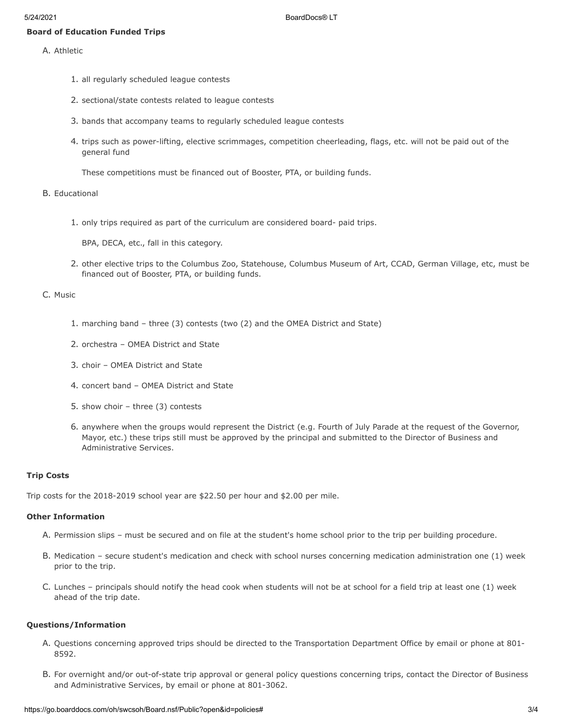**Board of Education Funded Trips**

A. Athletic

1. all regularly scheduled league contests
2. sectional/state contests related to league contests
3. bands that accompany teams to regularly scheduled league contests
4. trips such as power-lifting, elective scrimmages, competition cheerleading, flags, etc. will not be paid out of the general fund

   These competitions must be financed out of Booster, PTA, or building funds.

B. Educational

1. only trips required as part of the curriculum are considered board- paid trips.

   BPA, DECA, etc., fall in this category.

2. other elective trips to the Columbus Zoo, Statehouse, Columbus Museum of Art, CCAD, German Village, etc, must be financed out of Booster, PTA, or building funds.

C. Music

1. marching band – three (3) contests (two (2) and the OMEA District and State)
2. orchestra – OMEA District and State
3. choir – OMEA District and State
4. concert band – OMEA District and State
5. show choir – three (3) contests
6. anywhere when the groups would represent the District (e.g. Fourth of July Parade at the request of the Governor, Mayor, etc.) these trips still must be approved by the principal and submitted to the Director of Business and Administrative Services.

**Trip Costs**

Trip costs for the 2018-2019 school year are $22.50 per hour and $2.00 per mile.

**Other Information**

A. Permission slips – must be secured and on file at the student's home school prior to the trip per building procedure.

B. Medication – secure student's medication and check with school nurses concerning medication administration one (1) week prior to the trip.

C. Lunches – principals should notify the head cook when students will not be at school for a field trip at least one (1) week ahead of the trip date.

**Questions/Information**

A. Questions concerning approved trips should be directed to the Transportation Department Office by email or phone at 801-8592.

B. For overnight and/or out-of-state trip approval or general policy questions concerning trips, contact the Director of Business and Administrative Services, by email or phone at 801-3062.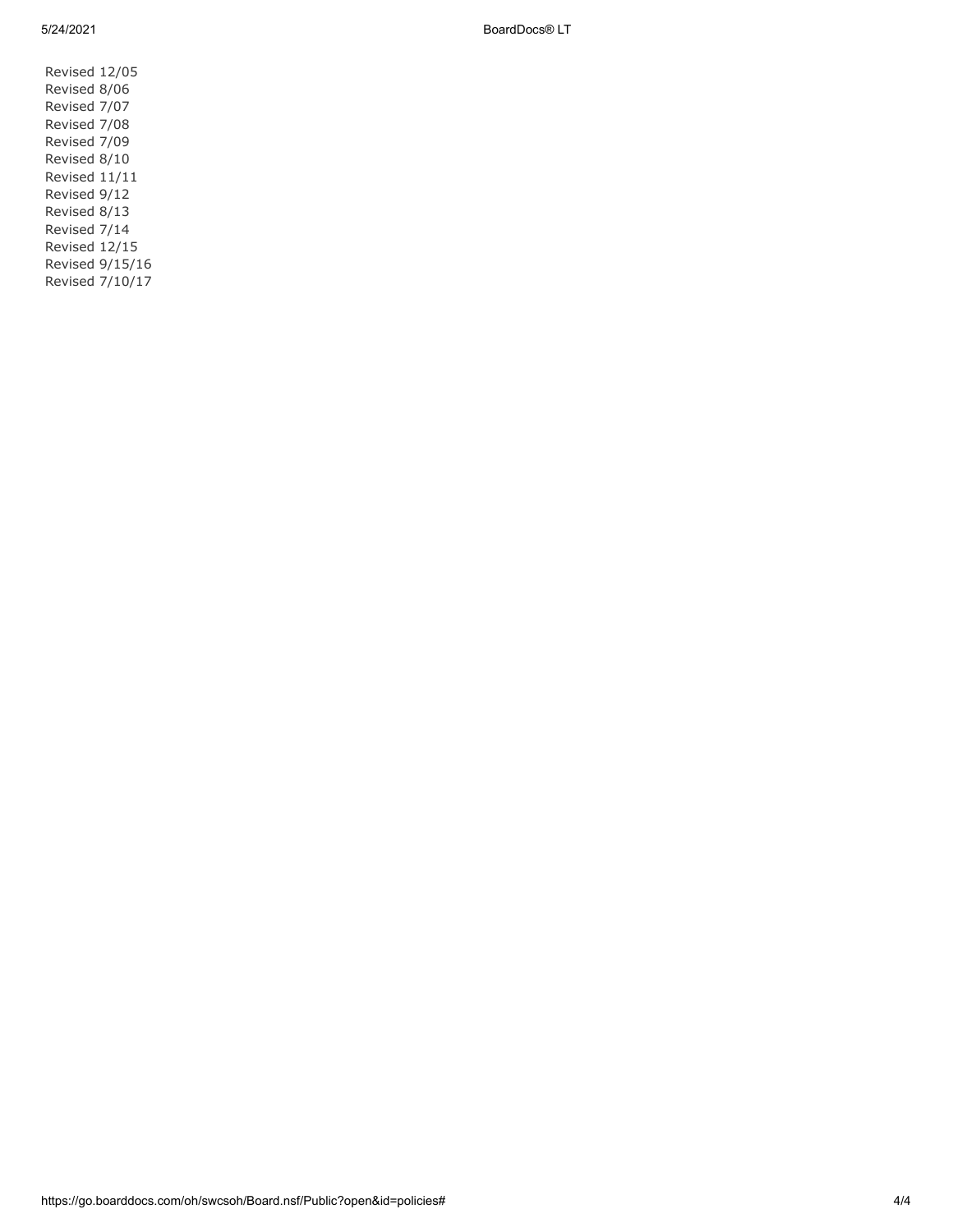Revised 12/05
Revised 8/06
Revised 7/07
Revised 7/08
Revised 7/09
Revised 8/10
Revised 11/11
Revised 9/12
Revised 8/13
Revised 7/14
Revised 12/15
Revised 9/15/16
Revised 7/10/17